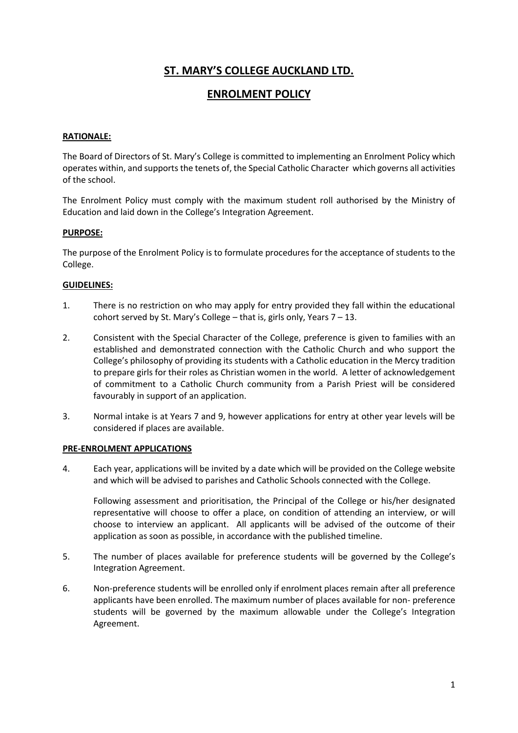# ST. MARY'S COLLEGE AUCKLAND LTD.

## ENROLMENT POLICY

**RATIONALE:**

The Board of Directors of St. Mary's College is committed to implementing an Enrolment Policy which operates within, and supports the tenets of, the Special Catholic Character which governs all activities of the school.

The Enrolment Policy must comply with the maximum student roll authorised by the Ministry of Education and laid down in the College's Integration Agreement.

**PURPOSE:**

The purpose of the Enrolment Policy is to formulate procedures for the acceptance of students to the College.

**GUIDELINES:**

1. There is no restriction on who may apply for entry provided they fall within the educational cohort served by St. Mary's College – that is, girls only, Years 7 – 13.

2. Consistent with the Special Character of the College, preference is given to families with an established and demonstrated connection with the Catholic Church and who support the College's philosophy of providing its students with a Catholic education in the Mercy tradition to prepare girls for their roles as Christian women in the world. A letter of acknowledgement of commitment to a Catholic Church community from a Parish Priest will be considered favourably in support of an application.

3. Normal intake is at Years 7 and 9, however applications for entry at other year levels will be considered if places are available.

**PRE-ENROLMENT APPLICATIONS**

4. Each year, applications will be invited by a date which will be provided on the College website and which will be advised to parishes and Catholic Schools connected with the College.

   Following assessment and prioritisation, the Principal of the College or his/her designated representative will choose to offer a place, on condition of attending an interview, or will choose to interview an applicant. All applicants will be advised of the outcome of their application as soon as possible, in accordance with the published timeline.

5. The number of places available for preference students will be governed by the College's Integration Agreement.

6. Non-preference students will be enrolled only if enrolment places remain after all preference applicants have been enrolled. The maximum number of places available for non- preference students will be governed by the maximum allowable under the College's Integration Agreement.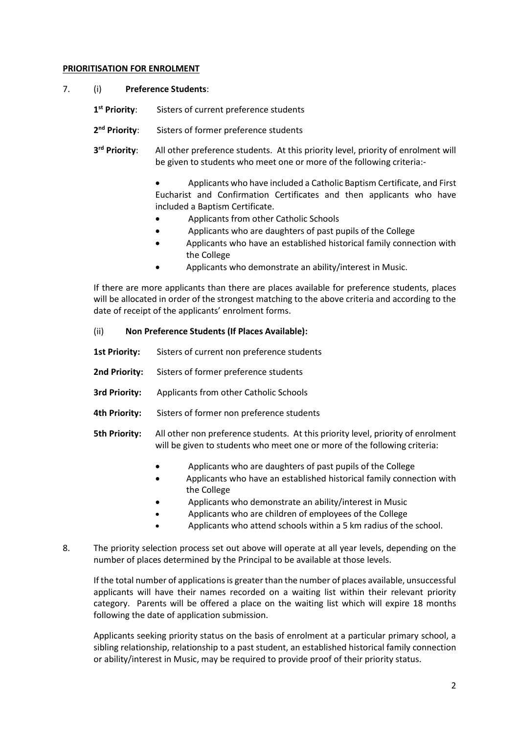## PRIORITISATION FOR ENROLMENT

7. (i) **Preference Students**:

   **1st Priority**: Sisters of current preference students

   **2nd Priority**: Sisters of former preference students

   **3rd Priority**: All other preference students. At this priority level, priority of enrolment will be given to students who meet one or more of the following criteria:-

   - Applicants who have included a Catholic Baptism Certificate, and First Eucharist and Confirmation Certificates and then applicants who have included a Baptism Certificate.
   - Applicants from other Catholic Schools
   - Applicants who are daughters of past pupils of the College
   - Applicants who have an established historical family connection with the College
   - Applicants who demonstrate an ability/interest in Music.

   If there are more applicants than there are places available for preference students, places will be allocated in order of the strongest matching to the above criteria and according to the date of receipt of the applicants' enrolment forms.

   (ii) **Non Preference Students (If Places Available):**

   **1st Priority:** Sisters of current non preference students

   **2nd Priority:** Sisters of former preference students

   **3rd Priority:** Applicants from other Catholic Schools

   **4th Priority:** Sisters of former non preference students

   **5th Priority:** All other non preference students. At this priority level, priority of enrolment will be given to students who meet one or more of the following criteria:

   - Applicants who are daughters of past pupils of the College
   - Applicants who have an established historical family connection with the College
   - Applicants who demonstrate an ability/interest in Music
   - Applicants who are children of employees of the College
   - Applicants who attend schools within a 5 km radius of the school.

8. The priority selection process set out above will operate at all year levels, depending on the number of places determined by the Principal to be available at those levels.

   If the total number of applications is greater than the number of places available, unsuccessful applicants will have their names recorded on a waiting list within their relevant priority category. Parents will be offered a place on the waiting list which will expire 18 months following the date of application submission.

   Applicants seeking priority status on the basis of enrolment at a particular primary school, a sibling relationship, relationship to a past student, an established historical family connection or ability/interest in Music, may be required to provide proof of their priority status.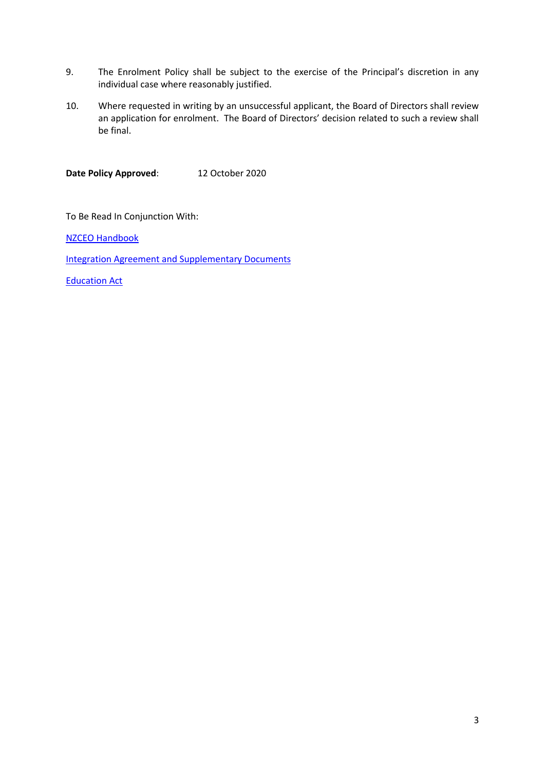9. The Enrolment Policy shall be subject to the exercise of the Principal's discretion in any individual case where reasonably justified.

10. Where requested in writing by an unsuccessful applicant, the Board of Directors shall review an application for enrolment. The Board of Directors' decision related to such a review shall be final.

**Date Policy Approved**: 12 October 2020

To Be Read In Conjunction With:

NZCEO Handbook

Integration Agreement and Supplementary Documents

Education Act